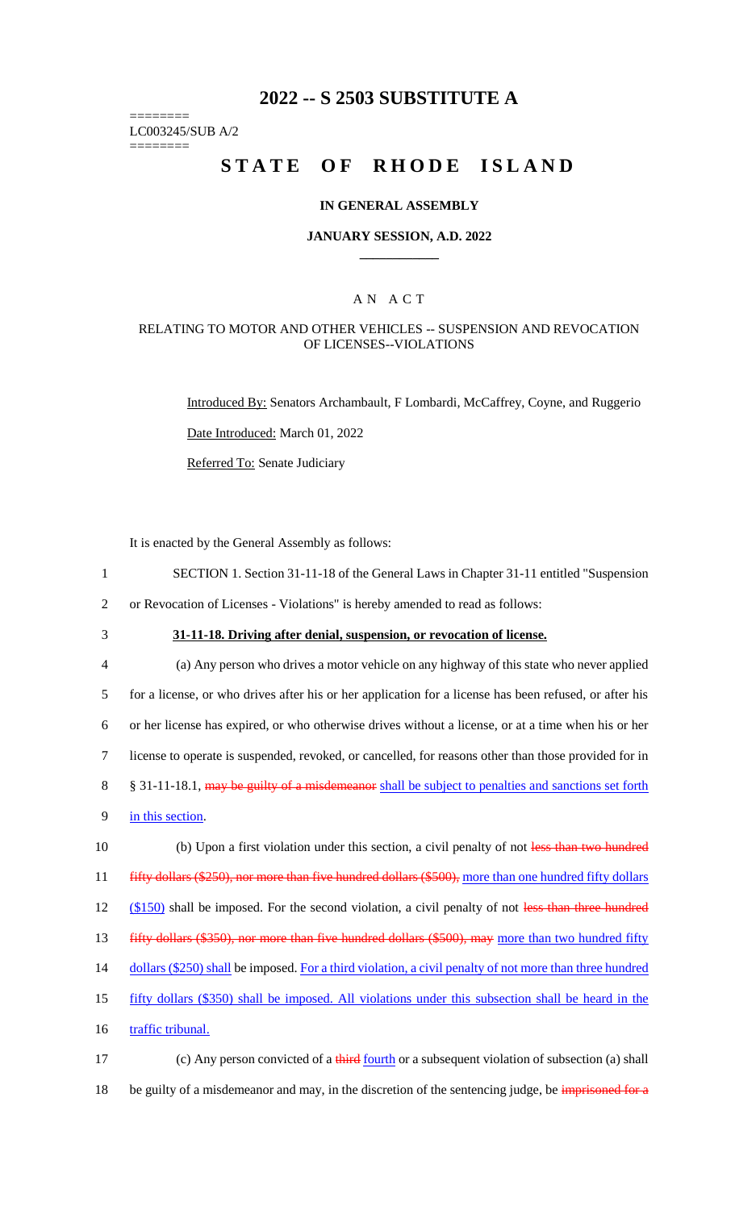# 2022 -- S 2503 SUBSTITUTE A

========
LC003245/SUB A/2
========

# STATE OF RHODE ISLAND

## IN GENERAL ASSEMBLY

### JANUARY SESSION, A.D. 2022

## A N A C T

### RELATING TO MOTOR AND OTHER VEHICLES -- SUSPENSION AND REVOCATION OF LICENSES--VIOLATIONS

Introduced By: Senators Archambault, F Lombardi, McCaffrey, Coyne, and Ruggerio

Date Introduced: March 01, 2022

Referred To: Senate Judiciary

It is enacted by the General Assembly as follows:

1 SECTION 1. Section 31-11-18 of the General Laws in Chapter 31-11 entitled "Suspension
2 or Revocation of Licenses - Violations" is hereby amended to read as follows:

3 **31-11-18. Driving after denial, suspension, or revocation of license.**

4 (a) Any person who drives a motor vehicle on any highway of this state who never applied
5 for a license, or who drives after his or her application for a license has been refused, or after his
6 or her license has expired, or who otherwise drives without a license, or at a time when his or her
7 license to operate is suspended, revoked, or cancelled, for reasons other than those provided for in
8 § 31-11-18.1, ~~may be guilty of a misdemeanor~~ shall be subject to penalties and sanctions set forth
9 in this section.

10 (b) Upon a first violation under this section, a civil penalty of not ~~less than two hundred~~
11 ~~fifty dollars ($250), nor more than five hundred dollars ($500),~~ more than one hundred fifty dollars
12 ($150) shall be imposed. For the second violation, a civil penalty of not ~~less than three hundred~~
13 ~~fifty dollars ($350), nor more than five hundred dollars ($500), may~~ more than two hundred fifty
14 dollars ($250) shall be imposed. For a third violation, a civil penalty of not more than three hundred
15 fifty dollars ($350) shall be imposed. All violations under this subsection shall be heard in the
16 traffic tribunal.

17 (c) Any person convicted of a ~~third~~ fourth or a subsequent violation of subsection (a) shall
18 be guilty of a misdemeanor and may, in the discretion of the sentencing judge, be ~~imprisoned for a~~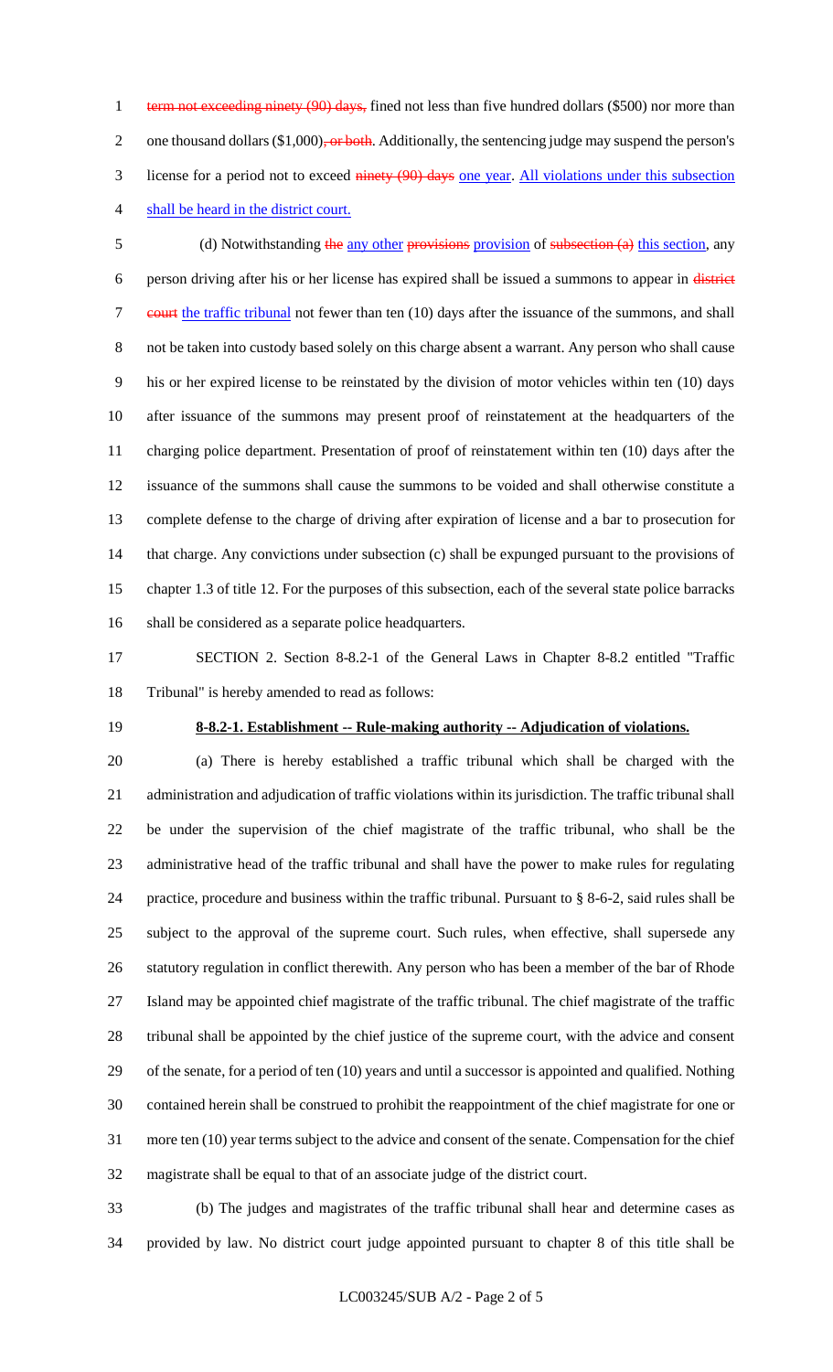term not exceeding ninety (90) days, fined not less than five hundred dollars ($500) nor more than one thousand dollars ($1,000), or both. Additionally, the sentencing judge may suspend the person's license for a period not to exceed ninety (90) days one year. All violations under this subsection shall be heard in the district court.

(d) Notwithstanding the any other provisions provision of subsection (a) this section, any person driving after his or her license has expired shall be issued a summons to appear in district court the traffic tribunal not fewer than ten (10) days after the issuance of the summons, and shall not be taken into custody based solely on this charge absent a warrant. Any person who shall cause his or her expired license to be reinstated by the division of motor vehicles within ten (10) days after issuance of the summons may present proof of reinstatement at the headquarters of the charging police department. Presentation of proof of reinstatement within ten (10) days after the issuance of the summons shall cause the summons to be voided and shall otherwise constitute a complete defense to the charge of driving after expiration of license and a bar to prosecution for that charge. Any convictions under subsection (c) shall be expunged pursuant to the provisions of chapter 1.3 of title 12. For the purposes of this subsection, each of the several state police barracks shall be considered as a separate police headquarters.

SECTION 2. Section 8-8.2-1 of the General Laws in Chapter 8-8.2 entitled "Traffic Tribunal" is hereby amended to read as follows:

**8-8.2-1. Establishment -- Rule-making authority -- Adjudication of violations.**

(a) There is hereby established a traffic tribunal which shall be charged with the administration and adjudication of traffic violations within its jurisdiction. The traffic tribunal shall be under the supervision of the chief magistrate of the traffic tribunal, who shall be the administrative head of the traffic tribunal and shall have the power to make rules for regulating practice, procedure and business within the traffic tribunal. Pursuant to § 8-6-2, said rules shall be subject to the approval of the supreme court. Such rules, when effective, shall supersede any statutory regulation in conflict therewith. Any person who has been a member of the bar of Rhode Island may be appointed chief magistrate of the traffic tribunal. The chief magistrate of the traffic tribunal shall be appointed by the chief justice of the supreme court, with the advice and consent of the senate, for a period of ten (10) years and until a successor is appointed and qualified. Nothing contained herein shall be construed to prohibit the reappointment of the chief magistrate for one or more ten (10) year terms subject to the advice and consent of the senate. Compensation for the chief magistrate shall be equal to that of an associate judge of the district court.

(b) The judges and magistrates of the traffic tribunal shall hear and determine cases as provided by law. No district court judge appointed pursuant to chapter 8 of this title shall be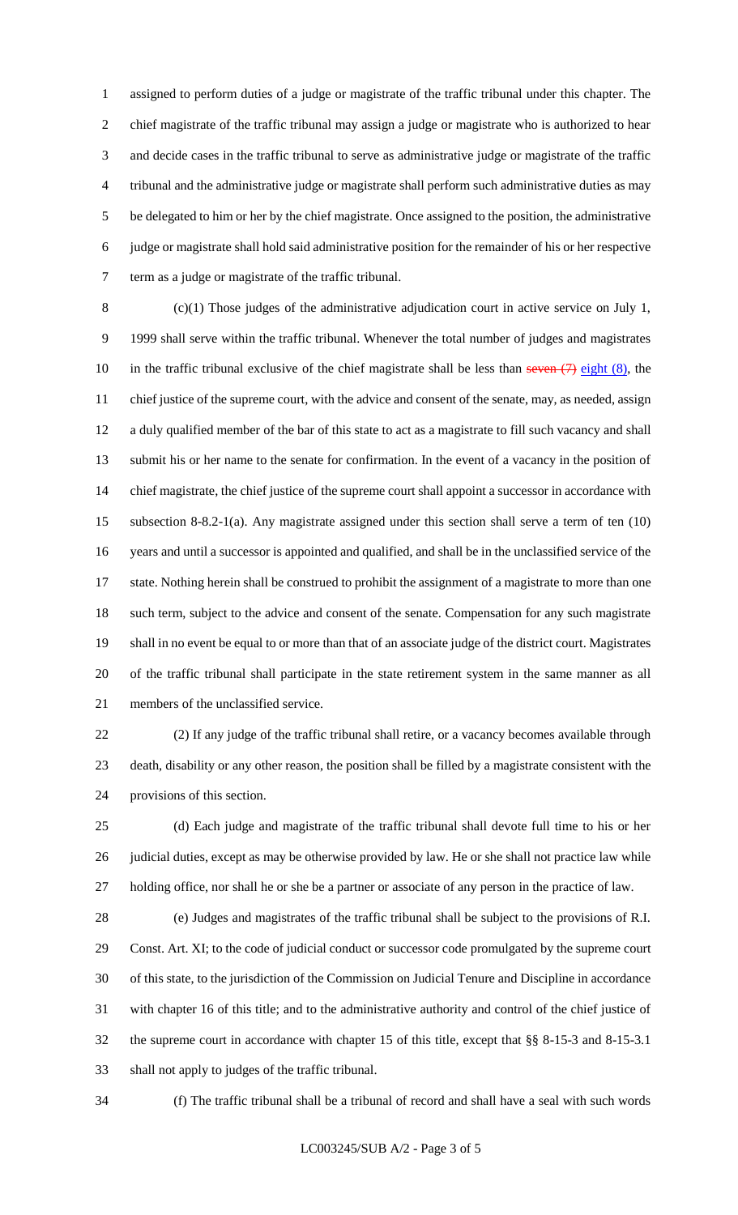assigned to perform duties of a judge or magistrate of the traffic tribunal under this chapter. The chief magistrate of the traffic tribunal may assign a judge or magistrate who is authorized to hear and decide cases in the traffic tribunal to serve as administrative judge or magistrate of the traffic tribunal and the administrative judge or magistrate shall perform such administrative duties as may be delegated to him or her by the chief magistrate. Once assigned to the position, the administrative judge or magistrate shall hold said administrative position for the remainder of his or her respective term as a judge or magistrate of the traffic tribunal.

(c)(1) Those judges of the administrative adjudication court in active service on July 1, 1999 shall serve within the traffic tribunal. Whenever the total number of judges and magistrates in the traffic tribunal exclusive of the chief magistrate shall be less than ~~seven (7)~~ eight (8), the chief justice of the supreme court, with the advice and consent of the senate, may, as needed, assign a duly qualified member of the bar of this state to act as a magistrate to fill such vacancy and shall submit his or her name to the senate for confirmation. In the event of a vacancy in the position of chief magistrate, the chief justice of the supreme court shall appoint a successor in accordance with subsection 8-8.2-1(a). Any magistrate assigned under this section shall serve a term of ten (10) years and until a successor is appointed and qualified, and shall be in the unclassified service of the state. Nothing herein shall be construed to prohibit the assignment of a magistrate to more than one such term, subject to the advice and consent of the senate. Compensation for any such magistrate shall in no event be equal to or more than that of an associate judge of the district court. Magistrates of the traffic tribunal shall participate in the state retirement system in the same manner as all members of the unclassified service.

(2) If any judge of the traffic tribunal shall retire, or a vacancy becomes available through death, disability or any other reason, the position shall be filled by a magistrate consistent with the provisions of this section.

(d) Each judge and magistrate of the traffic tribunal shall devote full time to his or her judicial duties, except as may be otherwise provided by law. He or she shall not practice law while holding office, nor shall he or she be a partner or associate of any person in the practice of law.

(e) Judges and magistrates of the traffic tribunal shall be subject to the provisions of R.I. Const. Art. XI; to the code of judicial conduct or successor code promulgated by the supreme court of this state, to the jurisdiction of the Commission on Judicial Tenure and Discipline in accordance with chapter 16 of this title; and to the administrative authority and control of the chief justice of the supreme court in accordance with chapter 15 of this title, except that §§ 8-15-3 and 8-15-3.1 shall not apply to judges of the traffic tribunal.

(f) The traffic tribunal shall be a tribunal of record and shall have a seal with such words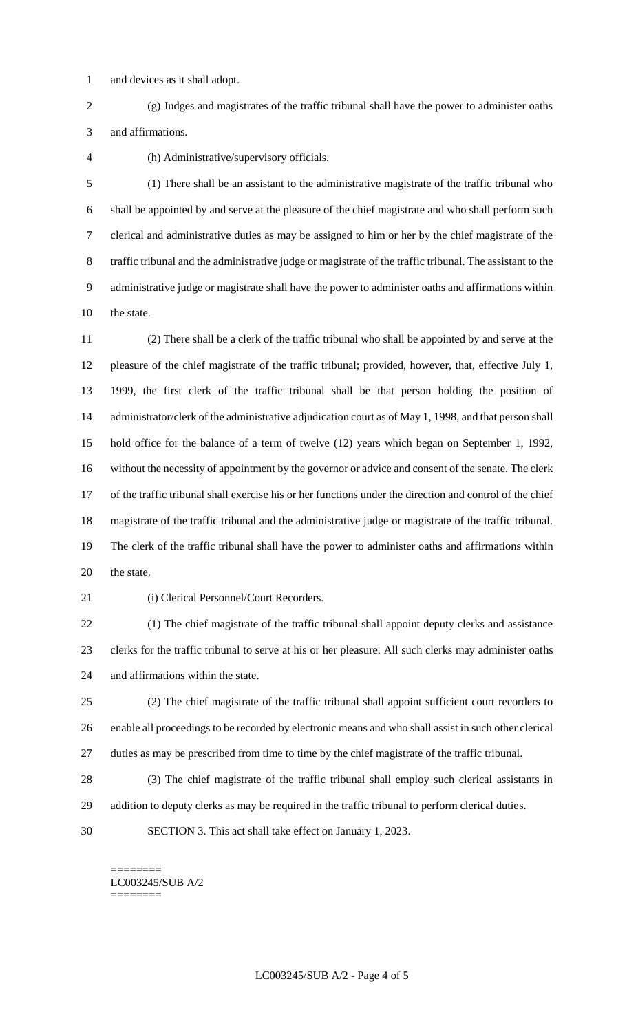and devices as it shall adopt.

(g) Judges and magistrates of the traffic tribunal shall have the power to administer oaths and affirmations.

(h) Administrative/supervisory officials.

(1) There shall be an assistant to the administrative magistrate of the traffic tribunal who shall be appointed by and serve at the pleasure of the chief magistrate and who shall perform such clerical and administrative duties as may be assigned to him or her by the chief magistrate of the traffic tribunal and the administrative judge or magistrate of the traffic tribunal. The assistant to the administrative judge or magistrate shall have the power to administer oaths and affirmations within the state.

(2) There shall be a clerk of the traffic tribunal who shall be appointed by and serve at the pleasure of the chief magistrate of the traffic tribunal; provided, however, that, effective July 1, 1999, the first clerk of the traffic tribunal shall be that person holding the position of administrator/clerk of the administrative adjudication court as of May 1, 1998, and that person shall hold office for the balance of a term of twelve (12) years which began on September 1, 1992, without the necessity of appointment by the governor or advice and consent of the senate. The clerk of the traffic tribunal shall exercise his or her functions under the direction and control of the chief magistrate of the traffic tribunal and the administrative judge or magistrate of the traffic tribunal. The clerk of the traffic tribunal shall have the power to administer oaths and affirmations within the state.

(i) Clerical Personnel/Court Recorders.

(1) The chief magistrate of the traffic tribunal shall appoint deputy clerks and assistance clerks for the traffic tribunal to serve at his or her pleasure. All such clerks may administer oaths and affirmations within the state.

(2) The chief magistrate of the traffic tribunal shall appoint sufficient court recorders to enable all proceedings to be recorded by electronic means and who shall assist in such other clerical duties as may be prescribed from time to time by the chief magistrate of the traffic tribunal.

(3) The chief magistrate of the traffic tribunal shall employ such clerical assistants in addition to deputy clerks as may be required in the traffic tribunal to perform clerical duties.

SECTION 3. This act shall take effect on January 1, 2023.

========
LC003245/SUB A/2
========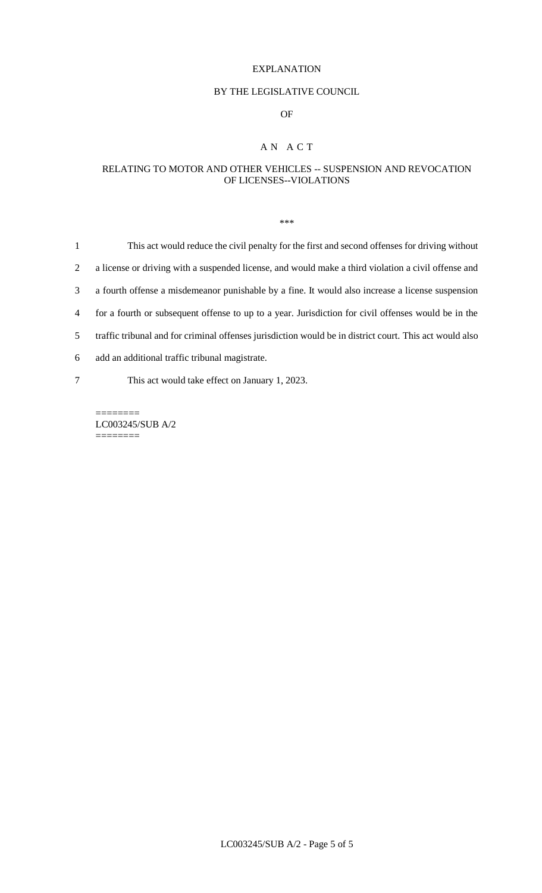EXPLANATION

BY THE LEGISLATIVE COUNCIL

OF

# A N A C T

RELATING TO MOTOR AND OTHER VEHICLES -- SUSPENSION AND REVOCATION OF LICENSES--VIOLATIONS

\*\*\*

This act would reduce the civil penalty for the first and second offenses for driving without a license or driving with a suspended license, and would make a third violation a civil offense and a fourth offense a misdemeanor punishable by a fine. It would also increase a license suspension for a fourth or subsequent offense to up to a year. Jurisdiction for civil offenses would be in the traffic tribunal and for criminal offenses jurisdiction would be in district court. This act would also add an additional traffic tribunal magistrate.

This act would take effect on January 1, 2023.

========
LC003245/SUB A/2
========